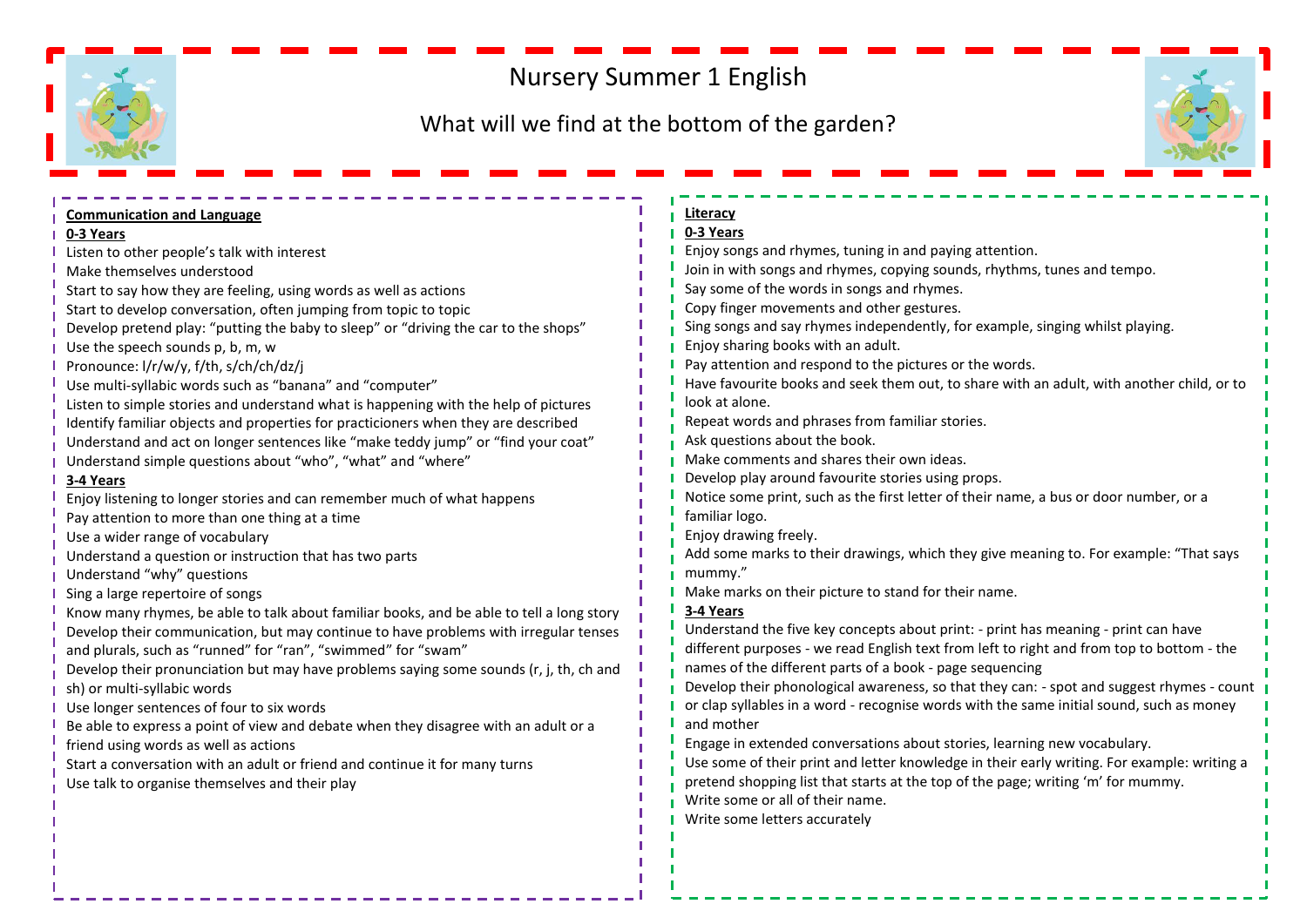# Nursery Summer 1 English

## What will we find at the bottom of the garden?

### Communication and Language

**0-3 Years**

Listen to other people's talk with interest
Make themselves understood
Start to say how they are feeling, using words as well as actions
Start to develop conversation, often jumping from topic to topic
Develop pretend play: "putting the baby to sleep" or "driving the car to the shops"
Use the speech sounds p, b, m, w
Pronounce: l/r/w/y, f/th, s/ch/ch/dz/j
Use multi-syllabic words such as "banana" and "computer"
Listen to simple stories and understand what is happening with the help of pictures
Identify familiar objects and properties for practicioners when they are described
Understand and act on longer sentences like "make teddy jump" or "find your coat"
Understand simple questions about "who", "what" and "where"

**3-4 Years**

Enjoy listening to longer stories and can remember much of what happens
Pay attention to more than one thing at a time
Use a wider range of vocabulary
Understand a question or instruction that has two parts
Understand "why" questions
Sing a large repertoire of songs
Know many rhymes, be able to talk about familiar books, and be able to tell a long story
Develop their communication, but may continue to have problems with irregular tenses and plurals, such as "runned" for "ran", "swimmed" for "swam"
Develop their pronunciation but may have problems saying some sounds (r, j, th, ch and sh) or multi-syllabic words
Use longer sentences of four to six words
Be able to express a point of view and debate when they disagree with an adult or a friend using words as well as actions
Start a conversation with an adult or friend and continue it for many turns
Use talk to organise themselves and their play

### Literacy

**0-3 Years**

Enjoy songs and rhymes, tuning in and paying attention.
Join in with songs and rhymes, copying sounds, rhythms, tunes and tempo.
Say some of the words in songs and rhymes.
Copy finger movements and other gestures.
Sing songs and say rhymes independently, for example, singing whilst playing.
Enjoy sharing books with an adult.
Pay attention and respond to the pictures or the words.
Have favourite books and seek them out, to share with an adult, with another child, or to look at alone.
Repeat words and phrases from familiar stories.
Ask questions about the book.
Make comments and shares their own ideas.
Develop play around favourite stories using props.
Notice some print, such as the first letter of their name, a bus or door number, or a familiar logo.
Enjoy drawing freely.
Add some marks to their drawings, which they give meaning to. For example: "That says mummy."
Make marks on their picture to stand for their name.

**3-4 Years**

Understand the five key concepts about print: - print has meaning - print can have different purposes - we read English text from left to right and from top to bottom - the names of the different parts of a book - page sequencing
Develop their phonological awareness, so that they can: - spot and suggest rhymes - count or clap syllables in a word - recognise words with the same initial sound, such as money and mother
Engage in extended conversations about stories, learning new vocabulary.
Use some of their print and letter knowledge in their early writing. For example: writing a pretend shopping list that starts at the top of the page; writing 'm' for mummy.
Write some or all of their name.
Write some letters accurately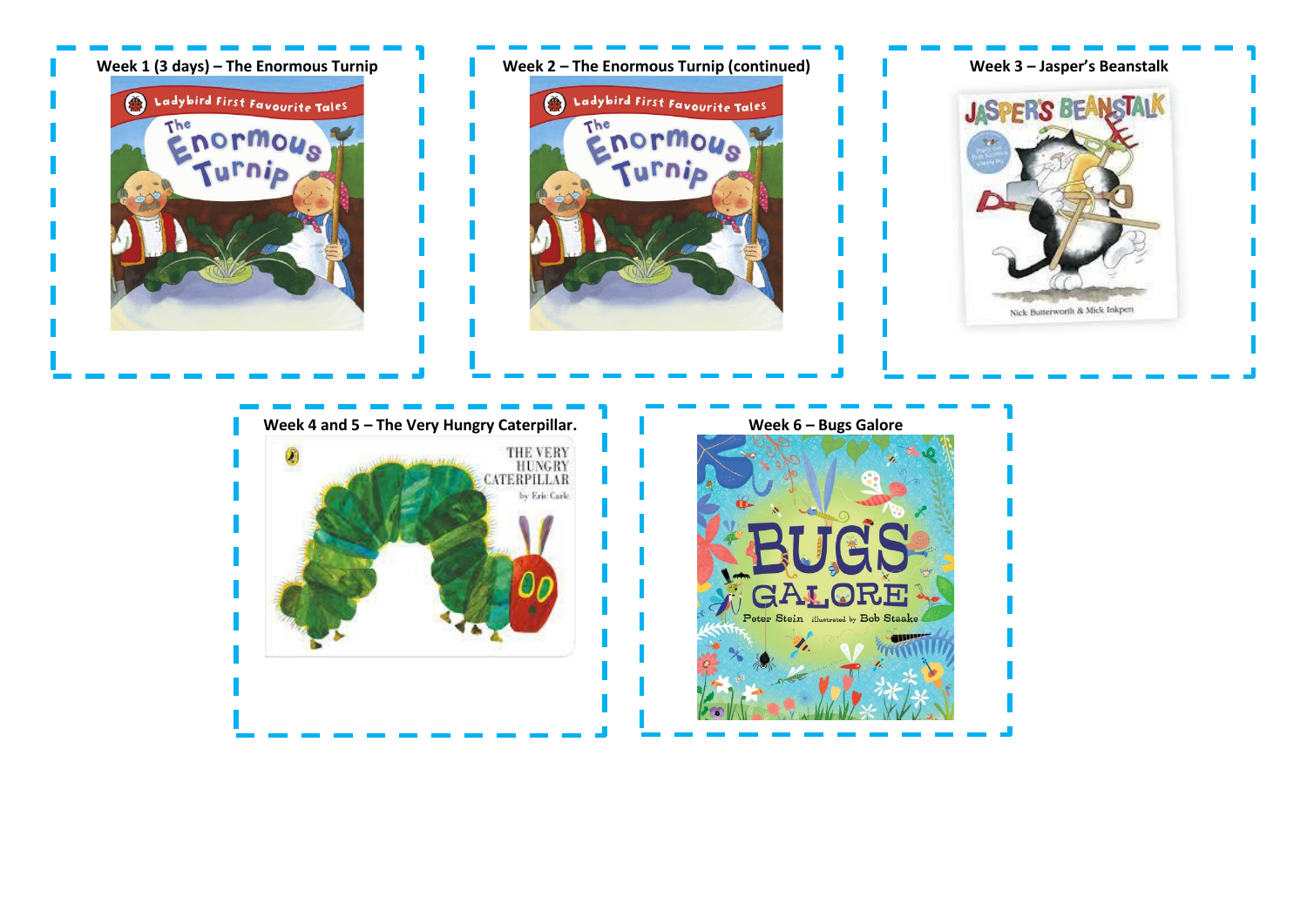**Week 1 (3 days) – The Enormous Turnip**

**Week 2 – The Enormous Turnip (continued)**

**Week 3 – Jasper's Beanstalk**

**Week 4 and 5 – The Very Hungry Caterpillar.**

**Week 6 – Bugs Galore**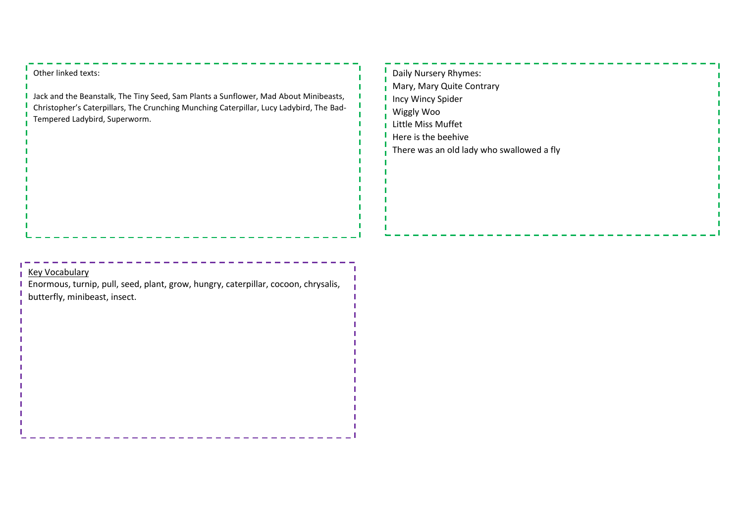Other linked texts:

Jack and the Beanstalk, The Tiny Seed, Sam Plants a Sunflower, Mad About Minibeasts, Christopher's Caterpillars, The Crunching Munching Caterpillar, Lucy Ladybird, The Bad-Tempered Ladybird, Superworm.

Daily Nursery Rhymes:

Mary, Mary Quite Contrary
Incy Wincy Spider
Wiggly Woo
Little Miss Muffet
Here is the beehive
There was an old lady who swallowed a fly

Key Vocabulary

Enormous, turnip, pull, seed, plant, grow, hungry, caterpillar, cocoon, chrysalis, butterfly, minibeast, insect.